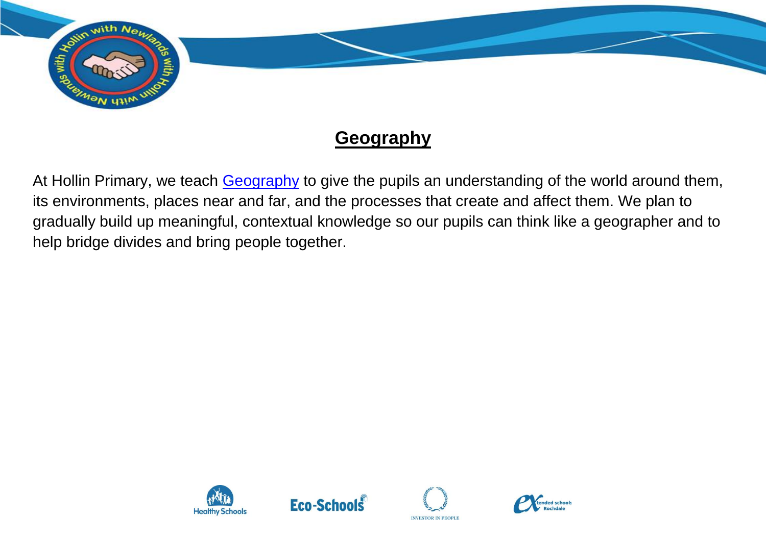# Geography

At Hollin Primary, we teach [Geography] to give the pupils an understanding of the world around them, its environments, places near and far, and the processes that create and affect them. We plan to gradually build up meaningful, contextual knowledge so our pupils can think like a geographer and to help bridge divides and bring people together.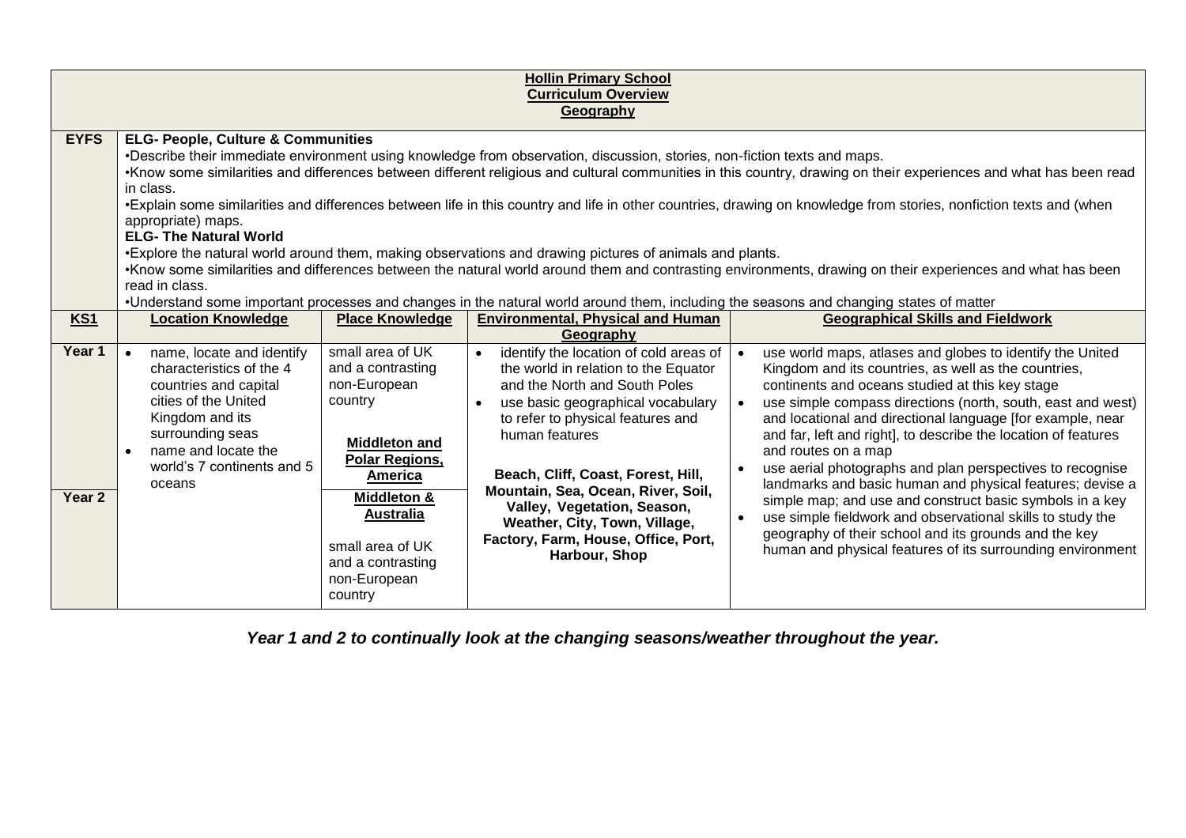**Hollin Primary School**
**Curriculum Overview**
**Geography**

| | | | | |
|---|---|---|---|---|
| **EYFS** | **ELG- People, Culture & Communities**<br>•Describe their immediate environment using knowledge from observation, discussion, stories, non-fiction texts and maps.<br>•Know some similarities and differences between different religious and cultural communities in this country, drawing on their experiences and what has been read in class.<br>•Explain some similarities and differences between life in this country and life in other countries, drawing on knowledge from stories, nonfiction texts and (when appropriate) maps.<br>**ELG- The Natural World**<br>•Explore the natural world around them, making observations and drawing pictures of animals and plants.<br>•Know some similarities and differences between the natural world around them and contrasting environments, drawing on their experiences and what has been read in class.<br>•Understand some important processes and changes in the natural world around them, including the seasons and changing states of matter | | | |
| **KS1** | **Location Knowledge** | **Place Knowledge** | **Environmental, Physical and Human Geography** | **Geographical Skills and Fieldwork** |
| **Year 1** | • name, locate and identify characteristics of the 4 countries and capital cities of the United Kingdom and its surrounding seas<br>• name and locate the world's 7 continents and 5 oceans | small area of UK and a contrasting non-European country<br><br>**Middleton and Polar Regions, America** | • identify the location of cold areas of the world in relation to the Equator and the North and South Poles<br>• use basic geographical vocabulary to refer to physical features and human features<br><br>**Beach, Cliff, Coast, Forest, Hill, Mountain, Sea, Ocean, River, Soil, Valley, Vegetation, Season, Weather, City, Town, Village, Factory, Farm, House, Office, Port, Harbour, Shop** | • use world maps, atlases and globes to identify the United Kingdom and its countries, as well as the countries, continents and oceans studied at this key stage<br>• use simple compass directions (north, south, east and west) and locational and directional language [for example, near and far, left and right], to describe the location of features and routes on a map<br>• use aerial photographs and plan perspectives to recognise landmarks and basic human and physical features; devise a simple map; and use and construct basic symbols in a key<br>• use simple fieldwork and observational skills to study the geography of their school and its grounds and the key human and physical features of its surrounding environment |
| **Year 2** | | **Middleton & Australia**<br><br>small area of UK and a contrasting non-European country | | |

***Year 1 and 2 to continually look at the changing seasons/weather throughout the year.***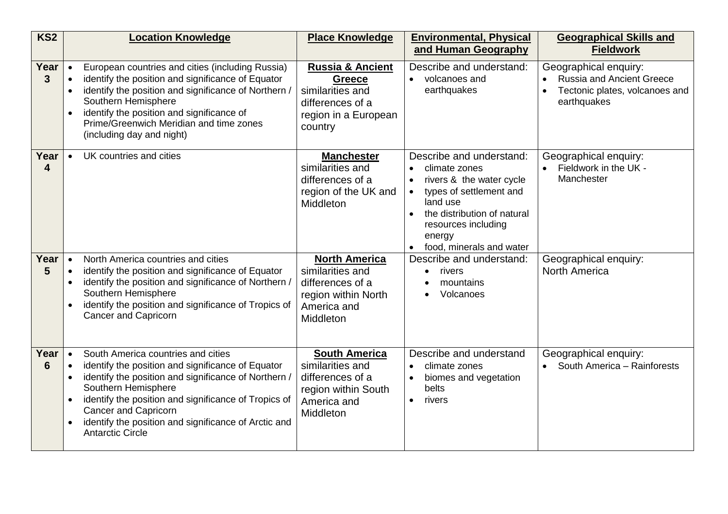| KS2 | Location Knowledge | Place Knowledge | Environmental, Physical and Human Geography | Geographical Skills and Fieldwork |
|---|---|---|---|---|
| **Year 3** | • European countries and cities (including Russia)<br>• identify the position and significance of Equator<br>• identify the position and significance of Northern / Southern Hemisphere<br>• identify the position and significance of Prime/Greenwich Meridian and time zones (including day and night) | **Russia & Ancient Greece**<br>similarities and differences of a region in a European country | Describe and understand:<br>• volcanoes and earthquakes | Geographical enquiry:<br>• Russia and Ancient Greece<br>• Tectonic plates, volcanoes and earthquakes |
| **Year 4** | • UK countries and cities | **Manchester**<br>similarities and differences of a region of the UK and Middleton | Describe and understand:<br>• climate zones<br>• rivers & the water cycle<br>• types of settlement and land use<br>• the distribution of natural resources including energy<br>• food, minerals and water | Geographical enquiry:<br>• Fieldwork in the UK - Manchester |
| **Year 5** | • North America countries and cities<br>• identify the position and significance of Equator<br>• identify the position and significance of Northern / Southern Hemisphere<br>• identify the position and significance of Tropics of Cancer and Capricorn | **North America**<br>similarities and differences of a region within North America and Middleton | Describe and understand:<br>• rivers<br>• mountains<br>• Volcanoes | Geographical enquiry:<br>North America |
| **Year 6** | • South America countries and cities<br>• identify the position and significance of Equator<br>• identify the position and significance of Northern / Southern Hemisphere<br>• identify the position and significance of Tropics of Cancer and Capricorn<br>• identify the position and significance of Arctic and Antarctic Circle | **South America**<br>similarities and differences of a region within South America and Middleton | Describe and understand<br>• climate zones<br>• biomes and vegetation belts<br>• rivers | Geographical enquiry:<br>• South America – Rainforests |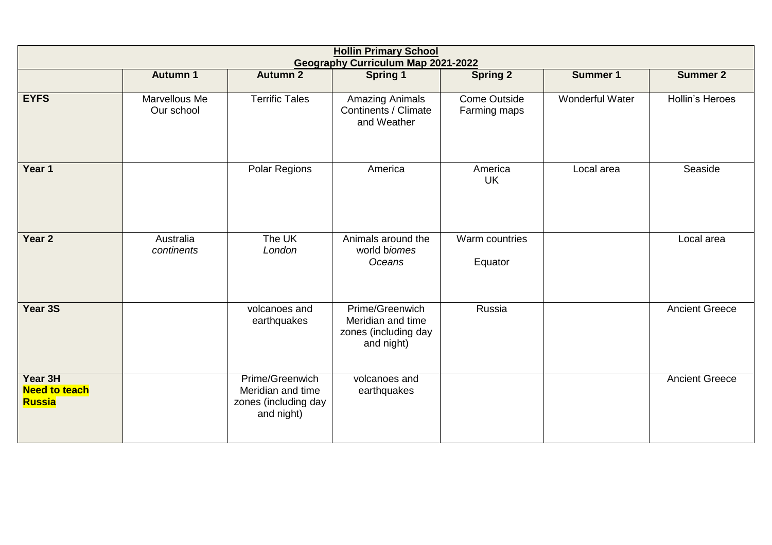| **Hollin Primary School Geography Curriculum Map 2021-2022** | | | | | | |
|---|---|---|---|---|---|---|
| | **Autumn 1** | **Autumn 2** | **Spring 1** | **Spring 2** | **Summer 1** | **Summer 2** |
| **EYFS** | Marvellous Me<br>Our school | Terrific Tales | Amazing Animals<br>Continents / Climate and Weather | Come Outside<br>Farming maps | Wonderful Water | Hollin's Heroes |
| **Year 1** | | Polar Regions | America | America<br>UK | Local area | Seaside |
| **Year 2** | Australia<br>*continents* | The UK<br>*London* | Animals around the world b*iomes*<br>*Oceans* | Warm countries<br>Equator | | Local area |
| **Year 3S** | | volcanoes and earthquakes | Prime/Greenwich Meridian and time zones (including day and night) | Russia | | Ancient Greece |
| **Year 3H**<br>**Need to teach Russia** | | Prime/Greenwich Meridian and time zones (including day and night) | volcanoes and earthquakes | | | Ancient Greece |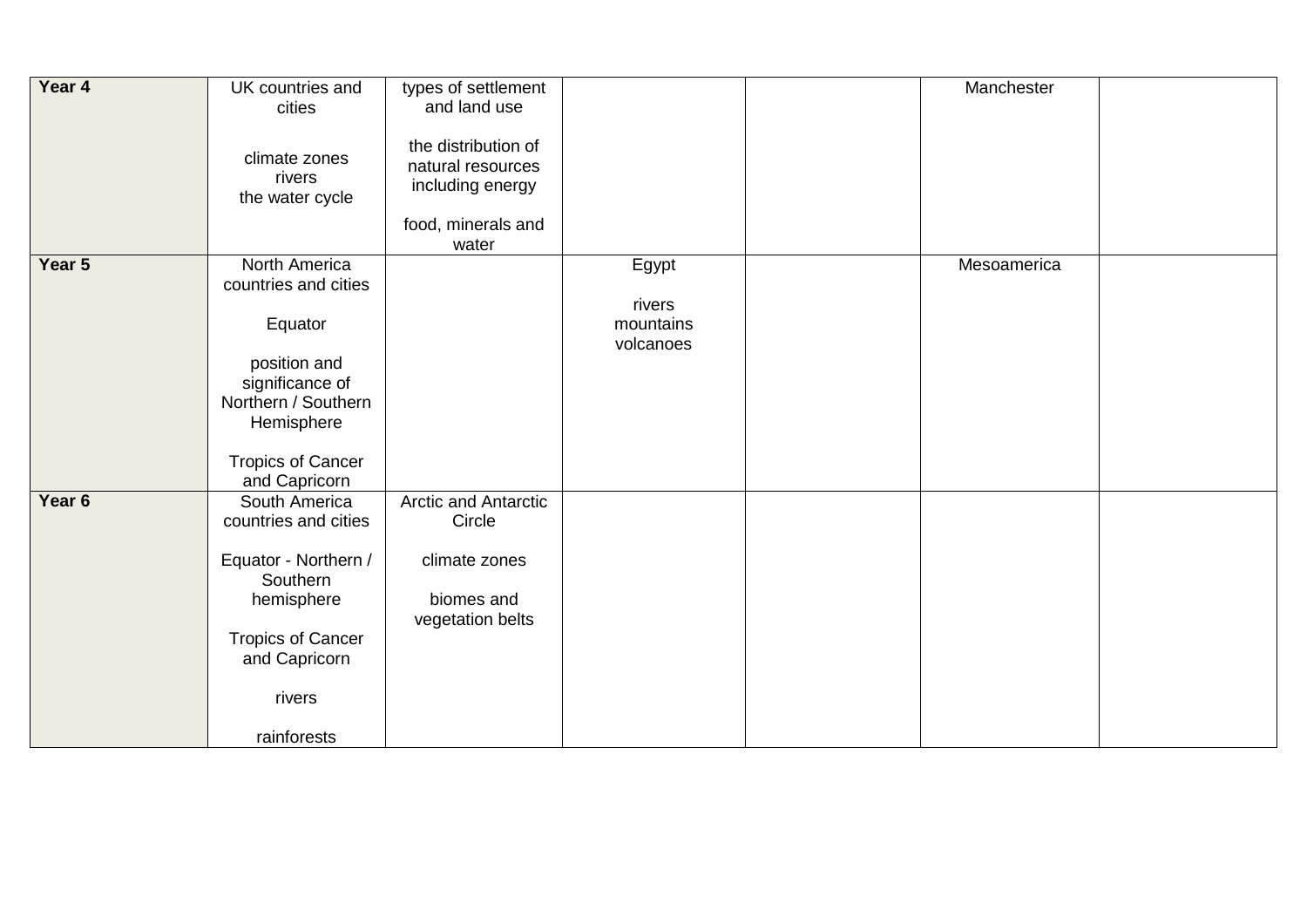| | | | | | | |
|---|---|---|---|---|---|---|
| **Year 4** | UK countries and cities<br><br>climate zones<br>rivers<br>the water cycle | types of settlement and land use<br><br>the distribution of natural resources including energy<br><br>food, minerals and water | | | Manchester | |
| **Year 5** | North America countries and cities<br><br>Equator<br><br>position and significance of Northern / Southern Hemisphere<br><br>Tropics of Cancer and Capricorn | | Egypt<br><br>rivers<br>mountains<br>volcanoes | | Mesoamerica | |
| **Year 6** | South America countries and cities<br><br>Equator - Northern / Southern hemisphere<br><br>Tropics of Cancer and Capricorn<br><br>rivers<br><br>rainforests | Arctic and Antarctic Circle<br><br>climate zones<br><br>biomes and vegetation belts | | | | |